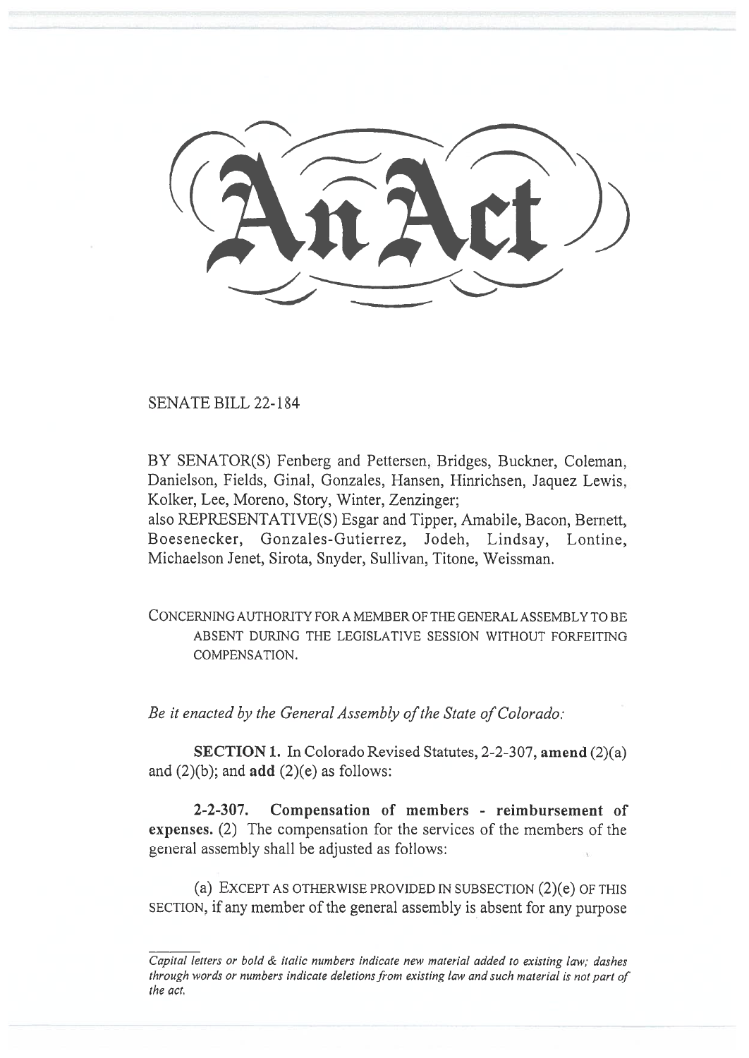# An Act

SENATE BILL 22-184

BY SENATOR(S) Fenberg and Pettersen, Bridges, Buckner, Coleman, Danielson, Fields, Ginal, Gonzales, Hansen, Hinrichsen, Jaquez Lewis, Kolker, Lee, Moreno, Story, Winter, Zenzinger;
also REPRESENTATIVE(S) Esgar and Tipper, Amabile, Bacon, Bernett, Boesenecker, Gonzales-Gutierrez, Jodeh, Lindsay, Lontine, Michaelson Jenet, Sirota, Snyder, Sullivan, Titone, Weissman.

CONCERNING AUTHORITY FOR A MEMBER OF THE GENERAL ASSEMBLY TO BE ABSENT DURING THE LEGISLATIVE SESSION WITHOUT FORFEITING COMPENSATION.

*Be it enacted by the General Assembly of the State of Colorado:*

**SECTION 1.** In Colorado Revised Statutes, 2-2-307, **amend** (2)(a) and (2)(b); and **add** (2)(e) as follows:

**2-2-307. Compensation of members - reimbursement of expenses.** (2) The compensation for the services of the members of the general assembly shall be adjusted as follows:

(a) EXCEPT AS OTHERWISE PROVIDED IN SUBSECTION (2)(e) OF THIS SECTION, if any member of the general assembly is absent for any purpose

*Capital letters or bold & italic numbers indicate new material added to existing law; dashes through words or numbers indicate deletions from existing law and such material is not part of the act.*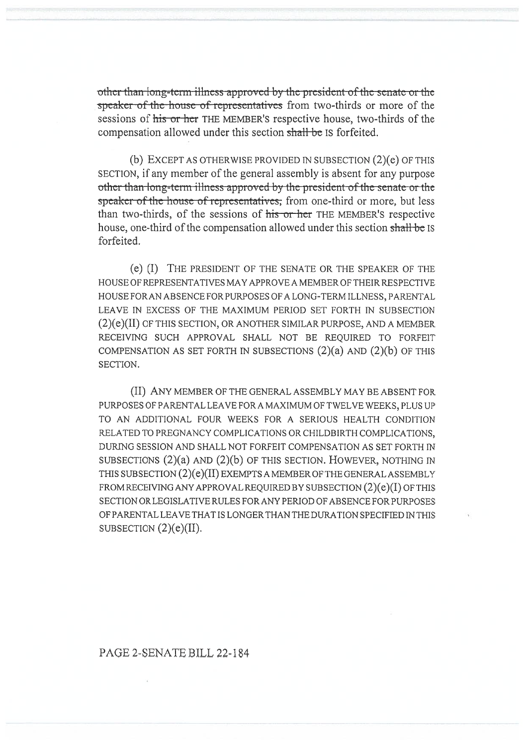~~other than long-term illness approved by the president of the senate or the speaker of the house of representatives~~ from two-thirds or more of the sessions of ~~his or her~~ THE MEMBER'S respective house, two-thirds of the compensation allowed under this section ~~shall be~~ IS forfeited.

(b) EXCEPT AS OTHERWISE PROVIDED IN SUBSECTION (2)(e) OF THIS SECTION, if any member of the general assembly is absent for any purpose ~~other than long-term illness approved by the president of the senate or the speaker of the house of representatives,~~ from one-third or more, but less than two-thirds, of the sessions of ~~his or her~~ THE MEMBER'S respective house, one-third of the compensation allowed under this section ~~shall be~~ IS forfeited.

(e) (I) THE PRESIDENT OF THE SENATE OR THE SPEAKER OF THE HOUSE OF REPRESENTATIVES MAY APPROVE A MEMBER OF THEIR RESPECTIVE HOUSE FOR AN ABSENCE FOR PURPOSES OF A LONG-TERM ILLNESS, PARENTAL LEAVE IN EXCESS OF THE MAXIMUM PERIOD SET FORTH IN SUBSECTION (2)(e)(II) OF THIS SECTION, OR ANOTHER SIMILAR PURPOSE, AND A MEMBER RECEIVING SUCH APPROVAL SHALL NOT BE REQUIRED TO FORFEIT COMPENSATION AS SET FORTH IN SUBSECTIONS (2)(a) AND (2)(b) OF THIS SECTION.

(II) ANY MEMBER OF THE GENERAL ASSEMBLY MAY BE ABSENT FOR PURPOSES OF PARENTAL LEAVE FOR A MAXIMUM OF TWELVE WEEKS, PLUS UP TO AN ADDITIONAL FOUR WEEKS FOR A SERIOUS HEALTH CONDITION RELATED TO PREGNANCY COMPLICATIONS OR CHILDBIRTH COMPLICATIONS, DURING SESSION AND SHALL NOT FORFEIT COMPENSATION AS SET FORTH IN SUBSECTIONS (2)(a) AND (2)(b) OF THIS SECTION. HOWEVER, NOTHING IN THIS SUBSECTION (2)(e)(II) EXEMPTS A MEMBER OF THE GENERAL ASSEMBLY FROM RECEIVING ANY APPROVAL REQUIRED BY SUBSECTION (2)(e)(I) OF THIS SECTION OR LEGISLATIVE RULES FOR ANY PERIOD OF ABSENCE FOR PURPOSES OF PARENTAL LEAVE THAT IS LONGER THAN THE DURATION SPECIFIED IN THIS SUBSECTION (2)(e)(II).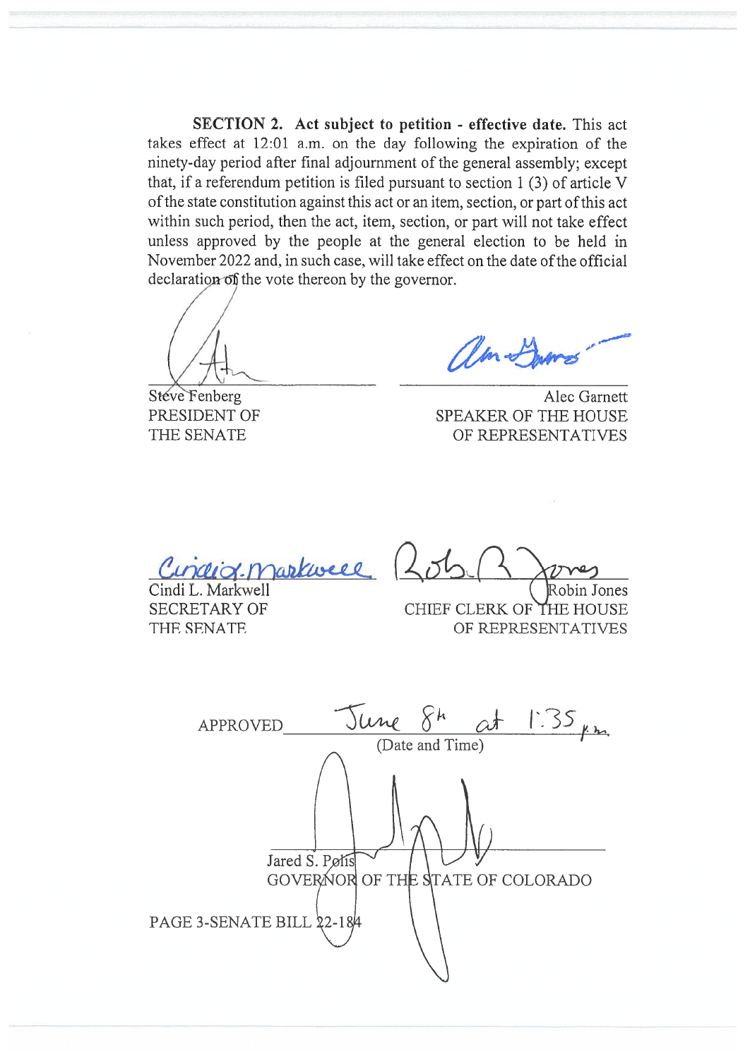**SECTION 2. Act subject to petition - effective date.** This act takes effect at 12:01 a.m. on the day following the expiration of the ninety-day period after final adjournment of the general assembly; except that, if a referendum petition is filed pursuant to section 1 (3) of article V of the state constitution against this act or an item, section, or part of this act within such period, then the act, item, section, or part will not take effect unless approved by the people at the general election to be held in November 2022 and, in such case, will take effect on the date of the official declaration of the vote thereon by the governor.

Steve Fenberg
PRESIDENT OF
THE SENATE

Alec Garnett
SPEAKER OF THE HOUSE
OF REPRESENTATIVES

Cindi L. Markwell
SECRETARY OF
THE SENATE

Robin Jones
CHIEF CLERK OF THE HOUSE
OF REPRESENTATIVES

APPROVED June 8th at 1:35 p.m.
(Date and Time)

Jared S. Polis
GOVERNOR OF THE STATE OF COLORADO

PAGE 3-SENATE BILL 22-184